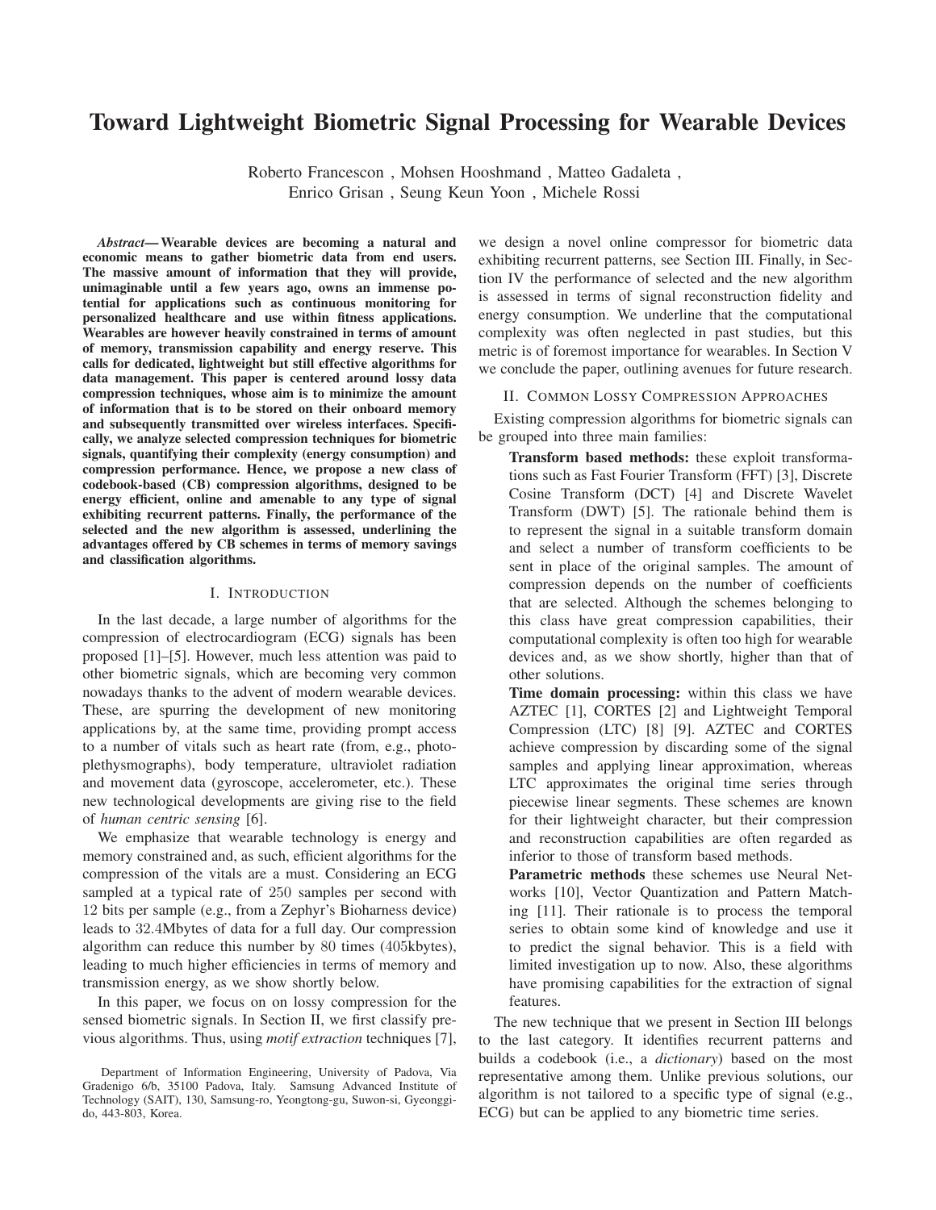# Toward Lightweight Biometric Signal Processing for Wearable Devices

Roberto Francescon , Mohsen Hooshmand , Matteo Gadaleta , Enrico Grisan , Seung Keun Yoon , Michele Rossi

***Abstract*— Wearable devices are becoming a natural and economic means to gather biometric data from end users. The massive amount of information that they will provide, unimaginable until a few years ago, owns an immense potential for applications such as continuous monitoring for personalized healthcare and use within fitness applications. Wearables are however heavily constrained in terms of amount of memory, transmission capability and energy reserve. This calls for dedicated, lightweight but still effective algorithms for data management. This paper is centered around lossy data compression techniques, whose aim is to minimize the amount of information that is to be stored on their onboard memory and subsequently transmitted over wireless interfaces. Specifically, we analyze selected compression techniques for biometric signals, quantifying their complexity (energy consumption) and compression performance. Hence, we propose a new class of codebook-based (CB) compression algorithms, designed to be energy efficient, online and amenable to any type of signal exhibiting recurrent patterns. Finally, the performance of the selected and the new algorithm is assessed, underlining the advantages offered by CB schemes in terms of memory savings and classification algorithms.**

## I. Introduction

In the last decade, a large number of algorithms for the compression of electrocardiogram (ECG) signals has been proposed [1]–[5]. However, much less attention was paid to other biometric signals, which are becoming very common nowadays thanks to the advent of modern wearable devices. These, are spurring the development of new monitoring applications by, at the same time, providing prompt access to a number of vitals such as heart rate (from, e.g., photoplethysmographs), body temperature, ultraviolet radiation and movement data (gyroscope, accelerometer, etc.). These new technological developments are giving rise to the field of *human centric sensing* [6].

We emphasize that wearable technology is energy and memory constrained and, as such, efficient algorithms for the compression of the vitals are a must. Considering an ECG sampled at a typical rate of $250$ samples per second with $12$ bits per sample (e.g., from a Zephyr's Bioharness device) leads to $32.4$Mbytes of data for a full day. Our compression algorithm can reduce this number by $80$ times ($405$kbytes), leading to much higher efficiencies in terms of memory and transmission energy, as we show shortly below.

In this paper, we focus on on lossy compression for the sensed biometric signals. In Section II, we first classify previous algorithms. Thus, using *motif extraction* techniques [7], we design a novel online compressor for biometric data exhibiting recurrent patterns, see Section III. Finally, in Section IV the performance of selected and the new algorithm is assessed in terms of signal reconstruction fidelity and energy consumption. We underline that the computational complexity was often neglected in past studies, but this metric is of foremost importance for wearables. In Section V we conclude the paper, outlining avenues for future research.

## II. Common Lossy Compression Approaches

Existing compression algorithms for biometric signals can be grouped into three main families:

- **Transform based methods:** these exploit transformations such as Fast Fourier Transform (FFT) [3], Discrete Cosine Transform (DCT) [4] and Discrete Wavelet Transform (DWT) [5]. The rationale behind them is to represent the signal in a suitable transform domain and select a number of transform coefficients to be sent in place of the original samples. The amount of compression depends on the number of coefficients that are selected. Although the schemes belonging to this class have great compression capabilities, their computational complexity is often too high for wearable devices and, as we show shortly, higher than that of other solutions.
- **Time domain processing:** within this class we have AZTEC [1], CORTES [2] and Lightweight Temporal Compression (LTC) [8] [9]. AZTEC and CORTES achieve compression by discarding some of the signal samples and applying linear approximation, whereas LTC approximates the original time series through piecewise linear segments. These schemes are known for their lightweight character, but their compression and reconstruction capabilities are often regarded as inferior to those of transform based methods.
- **Parametric methods** these schemes use Neural Networks [10], Vector Quantization and Pattern Matching [11]. Their rationale is to process the temporal series to obtain some kind of knowledge and use it to predict the signal behavior. This is a field with limited investigation up to now. Also, these algorithms have promising capabilities for the extraction of signal features.

The new technique that we present in Section III belongs to the last category. It identifies recurrent patterns and builds a codebook (i.e., a *dictionary*) based on the most representative among them. Unlike previous solutions, our algorithm is not tailored to a specific type of signal (e.g., ECG) but can be applied to any biometric time series.

Department of Information Engineering, University of Padova, Via Gradenigo 6/b, 35100 Padova, Italy. Samsung Advanced Institute of Technology (SAIT), 130, Samsung-ro, Yeongtong-gu, Suwon-si, Gyeonggi-do, 443-803, Korea.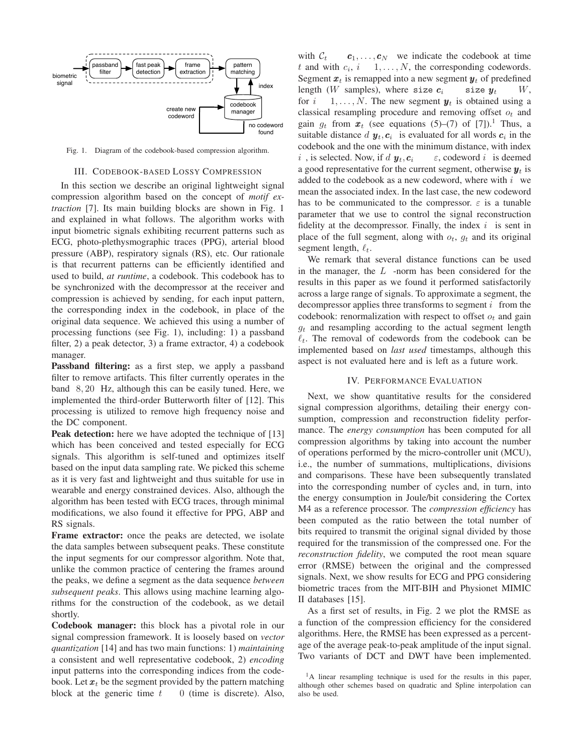Fig. 1. Diagram of the codebook-based compression algorithm.

## III. Codebook-based Lossy Compression

In this section we describe an original lightweight signal compression algorithm based on the concept of *motif extraction* [7]. Its main building blocks are shown in Fig. 1 and explained in what follows. The algorithm works with input biometric signals exhibiting recurrent patterns such as ECG, photo-plethysmographic traces (PPG), arterial blood pressure (ABP), respiratory signals (RS), etc. Our rationale is that recurrent patterns can be efficiently identified and used to build, *at runtime*, a codebook. This codebook has to be synchronized with the decompressor at the receiver and compression is achieved by sending, for each input pattern, the corresponding index in the codebook, in place of the original data sequence. We achieved this using a number of processing functions (see Fig. 1), including: 1) a passband filter, 2) a peak detector, 3) a frame extractor, 4) a codebook manager.

**Passband filtering:** as a first step, we apply a passband filter to remove artifacts. This filter currently operates in the band $[8, 20]$ Hz, although this can be easily tuned. Here, we implemented the third-order Butterworth filter of [12]. This processing is utilized to remove high frequency noise and the DC component.

**Peak detection:** here we have adopted the technique of [13] which has been conceived and tested especially for ECG signals. This algorithm is self-tuned and optimizes itself based on the input data sampling rate. We picked this scheme as it is very fast and lightweight and thus suitable for use in wearable and energy constrained devices. Also, although the algorithm has been tested with ECG traces, through minimal modifications, we also found it effective for PPG, ABP and RS signals.

**Frame extractor:** once the peaks are detected, we isolate the data samples between subsequent peaks. These constitute the input segments for our compressor algorithm. Note that, unlike the common practice of centering the frames around the peaks, we define a segment as the data sequence *between subsequent peaks*. This allows using machine learning algorithms for the construction of the codebook, as we detail shortly.

**Codebook manager:** this block has a pivotal role in our signal compression framework. It is loosely based on *vector quantization* [14] and has two main functions: 1) *maintaining* a consistent and well representative codebook, 2) *encoding* input patterns into the corresponding indices from the codebook. Let $\boldsymbol{x}_t$ be the segment provided by the pattern matching block at the generic time $t \geq 0$ (time is discrete). Also, with $\mathcal{C}_t = \{\boldsymbol{c}_1, \dots, \boldsymbol{c}_N\}$ we indicate the codebook at time $t$ and with $c_i$, $i = 1, \dots, N$, the corresponding codewords. Segment $\boldsymbol{x}_t$ is remapped into a new segment $\boldsymbol{y}_t$ of predefined length ($W$ samples), where $\mathtt{size}(\boldsymbol{c}_i) = \mathtt{size}(\boldsymbol{y}_t) = W$, for $i = 1, \dots, N$. The new segment $\boldsymbol{y}_t$ is obtained using a classical resampling procedure and removing offset $o_t$ and gain $g_t$ from $\boldsymbol{x}_t$ (see equations (5)–(7) of [7]).[1] Thus, a suitable distance $d(\boldsymbol{y}_t, \boldsymbol{c}_i)$ is evaluated for all words $\boldsymbol{c}_i$ in the codebook and the one with the minimum distance, with index $i^*$, is selected. Now, if $d(\boldsymbol{y}_t, \boldsymbol{c}_{i^*}) \leq \varepsilon$, codeword $i^*$ is deemed a good representative for the current segment, otherwise $\boldsymbol{y}_t$ is added to the codebook as a new codeword, where with $i^*$ we mean the associated index. In the last case, the new codeword has to be communicated to the compressor. $\varepsilon$ is a tunable parameter that we use to control the signal reconstruction fidelity at the decompressor. Finally, the index $i^*$ is sent in place of the full segment, along with $o_t$, $g_t$ and its original segment length, $\ell_t$.

We remark that several distance functions can be used in the manager, the $L^2$-norm has been considered for the results in this paper as we found it performed satisfactorily across a large range of signals. To approximate a segment, the decompressor applies three transforms to segment $i^*$ from the codebook: renormalization with respect to offset $o_t$ and gain $g_t$ and resampling according to the actual segment length $\ell_t$. The removal of codewords from the codebook can be implemented based on *last used* timestamps, although this aspect is not evaluated here and is left as a future work.

## IV. Performance Evaluation

Next, we show quantitative results for the considered signal compression algorithms, detailing their energy consumption, compression and reconstruction fidelity performance. The *energy consumption* has been computed for all compression algorithms by taking into account the number of operations performed by the micro-controller unit (MCU), i.e., the number of summations, multiplications, divisions and comparisons. These have been subsequently translated into the corresponding number of cycles and, in turn, into the energy consumption in Joule/bit considering the Cortex M4 as a reference processor. The *compression efficiency* has been computed as the ratio between the total number of bits required to transmit the original signal divided by those required for the transmission of the compressed one. For the *reconstruction fidelity*, we computed the root mean square error (RMSE) between the original and the compressed signals. Next, we show results for ECG and PPG considering biometric traces from the MIT-BIH and Physionet MIMIC II databases [15].

As a first set of results, in Fig. 2 we plot the RMSE as a function of the compression efficiency for the considered algorithms. Here, the RMSE has been expressed as a percentage of the average peak-to-peak amplitude of the input signal. Two variants of DCT and DWT have been implemented.

[1] A linear resampling technique is used for the results in this paper, although other schemes based on quadratic and Spline interpolation can also be used.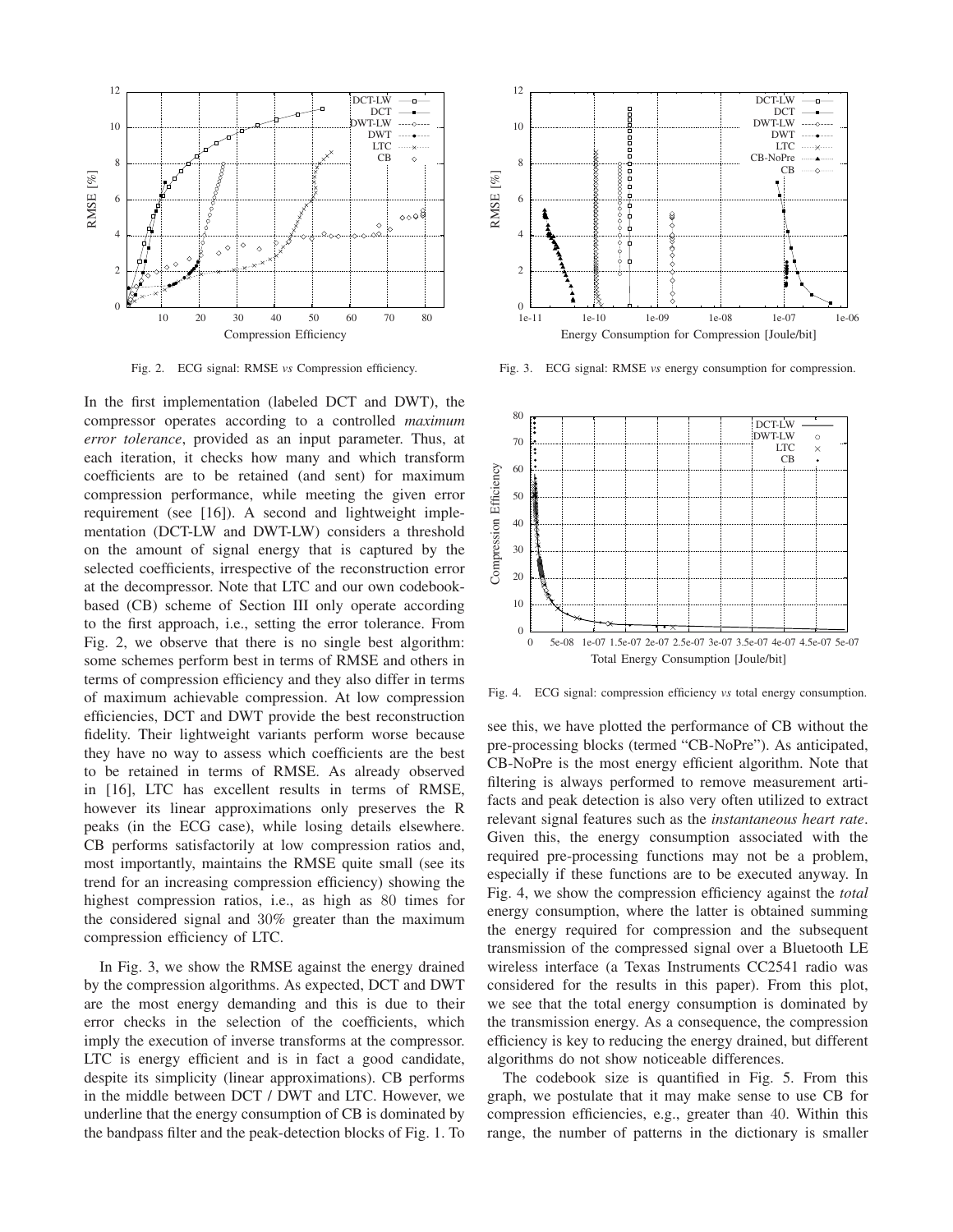Fig. 2. ECG signal: RMSE *vs* Compression efficiency.

Fig. 3. ECG signal: RMSE *vs* energy consumption for compression.

In the first implementation (labeled DCT and DWT), the compressor operates according to a controlled *maximum error tolerance*, provided as an input parameter. Thus, at each iteration, it checks how many and which transform coefficients are to be retained (and sent) for maximum compression performance, while meeting the given error requirement (see [16]). A second and lightweight implementation (DCT-LW and DWT-LW) considers a threshold on the amount of signal energy that is captured by the selected coefficients, irrespective of the reconstruction error at the decompressor. Note that LTC and our own codebook-based (CB) scheme of Section III only operate according to the first approach, i.e., setting the error tolerance. From Fig. 2, we observe that there is no single best algorithm: some schemes perform best in terms of RMSE and others in terms of compression efficiency and they also differ in terms of maximum achievable compression. At low compression efficiencies, DCT and DWT provide the best reconstruction fidelity. Their lightweight variants perform worse because they have no way to assess which coefficients are the best to be retained in terms of RMSE. As already observed in [16], LTC has excellent results in terms of RMSE, however its linear approximations only preserves the R peaks (in the ECG case), while losing details elsewhere. CB performs satisfactorily at low compression ratios and, most importantly, maintains the RMSE quite small (see its trend for an increasing compression efficiency) showing the highest compression ratios, i.e., as high as 80 times for the considered signal and 30% greater than the maximum compression efficiency of LTC.

In Fig. 3, we show the RMSE against the energy drained by the compression algorithms. As expected, DCT and DWT are the most energy demanding and this is due to their error checks in the selection of the coefficients, which imply the execution of inverse transforms at the compressor. LTC is energy efficient and is in fact a good candidate, despite its simplicity (linear approximations). CB performs in the middle between DCT / DWT and LTC. However, we underline that the energy consumption of CB is dominated by the bandpass filter and the peak-detection blocks of Fig. 1. To see this, we have plotted the performance of CB without the pre-processing blocks (termed "CB-NoPre"). As anticipated, CB-NoPre is the most energy efficient algorithm. Note that filtering is always performed to remove measurement artifacts and peak detection is also very often utilized to extract relevant signal features such as the *instantaneous heart rate*. Given this, the energy consumption associated with the required pre-processing functions may not be a problem, especially if these functions are to be executed anyway. In Fig. 4, we show the compression efficiency against the *total* energy consumption, where the latter is obtained summing the energy required for compression and the subsequent transmission of the compressed signal over a Bluetooth LE wireless interface (a Texas Instruments CC2541 radio was considered for the results in this paper). From this plot, we see that the total energy consumption is dominated by the transmission energy. As a consequence, the compression efficiency is key to reducing the energy drained, but different algorithms do not show noticeable differences.

Fig. 4. ECG signal: compression efficiency *vs* total energy consumption.

The codebook size is quantified in Fig. 5. From this graph, we postulate that it may make sense to use CB for compression efficiencies, e.g., greater than 40. Within this range, the number of patterns in the dictionary is smaller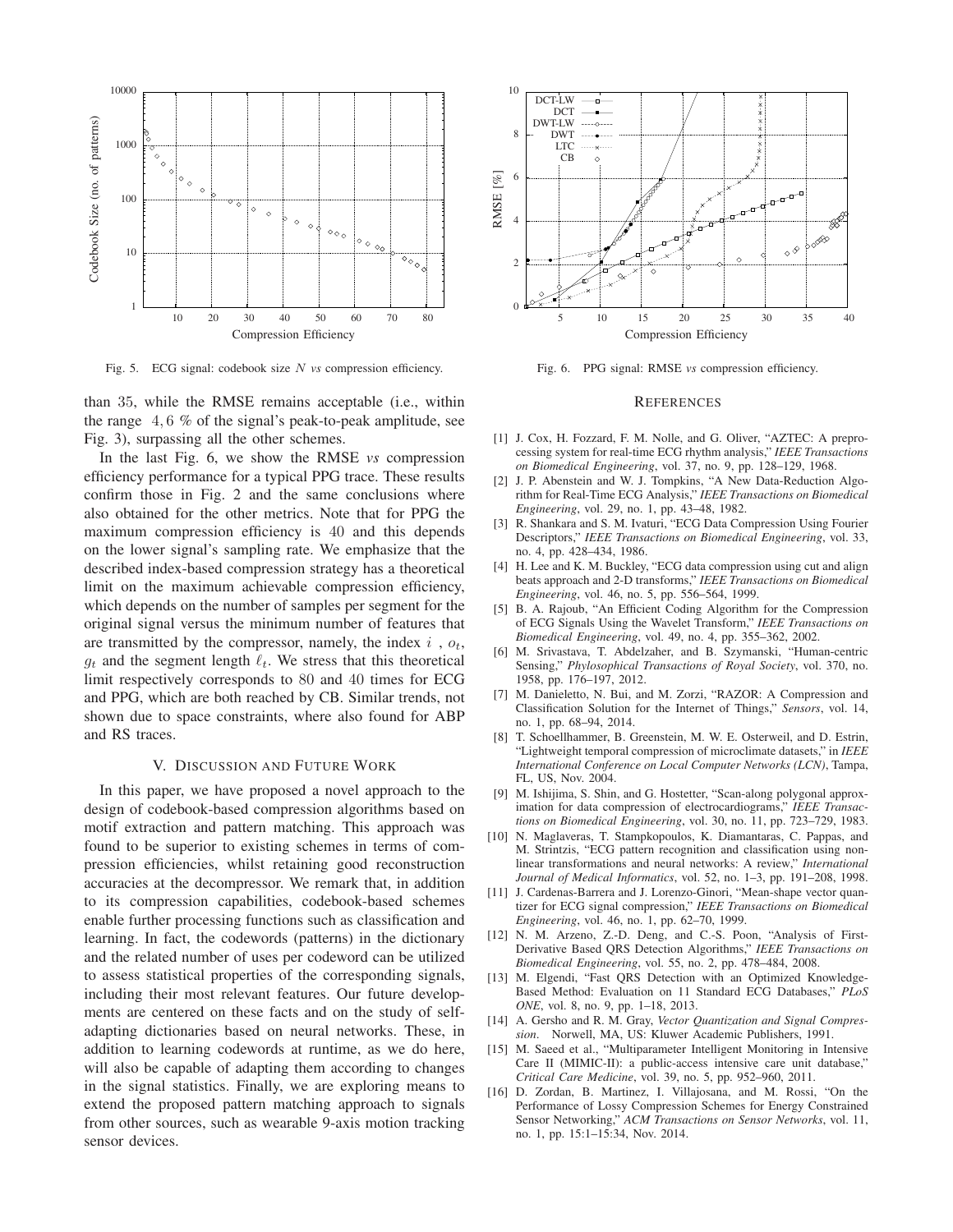10000

1000

100

10

1

Codebook Size (no. of patterns)

10 20 30 40 50 60 70 80

Compression Efficiency

Fig. 5. ECG signal: codebook size $N$ *vs* compression efficiency.

10

8

6

4

2

0

RMSE [%]

DCT-LW
DCT
DWT-LW
DWT
LTC
CB

5 10 15 20 25 30 35 40

Compression Efficiency

Fig. 6. PPG signal: RMSE *vs* compression efficiency.

than 35, while the RMSE remains acceptable (i.e., within the range $4,6$ % of the signal's peak-to-peak amplitude, see Fig. 3), surpassing all the other schemes.

In the last Fig. 6, we show the RMSE *vs* compression efficiency performance for a typical PPG trace. These results confirm those in Fig. 2 and the same conclusions where also obtained for the other metrics. Note that for PPG the maximum compression efficiency is 40 and this depends on the lower signal's sampling rate. We emphasize that the described index-based compression strategy has a theoretical limit on the maximum achievable compression efficiency, which depends on the number of samples per segment for the original signal versus the minimum number of features that are transmitted by the compressor, namely, the index $i$ , $o_t$, $g_t$ and the segment length $\ell_t$. We stress that this theoretical limit respectively corresponds to 80 and 40 times for ECG and PPG, which are both reached by CB. Similar trends, not shown due to space constraints, where also found for ABP and RS traces.

## V. Discussion and Future Work

In this paper, we have proposed a novel approach to the design of codebook-based compression algorithms based on motif extraction and pattern matching. This approach was found to be superior to existing schemes in terms of compression efficiencies, whilst retaining good reconstruction accuracies at the decompressor. We remark that, in addition to its compression capabilities, codebook-based schemes enable further processing functions such as classification and learning. In fact, the codewords (patterns) in the dictionary and the related number of uses per codeword can be utilized to assess statistical properties of the corresponding signals, including their most relevant features. Our future developments are centered on these facts and on the study of self-adapting dictionaries based on neural networks. These, in addition to learning codewords at runtime, as we do here, will also be capable of adapting them according to changes in the signal statistics. Finally, we are exploring means to extend the proposed pattern matching approach to signals from other sources, such as wearable 9-axis motion tracking sensor devices.

## References

[1] J. Cox, H. Fozzard, F. M. Nolle, and G. Oliver, "AZTEC: A preprocessing system for real-time ECG rhythm analysis," *IEEE Transactions on Biomedical Engineering*, vol. 37, no. 9, pp. 128–129, 1968.

[2] J. P. Abenstein and W. J. Tompkins, "A New Data-Reduction Algorithm for Real-Time ECG Analysis," *IEEE Transactions on Biomedical Engineering*, vol. 29, no. 1, pp. 43–48, 1982.

[3] R. Shankara and S. M. Ivaturi, "ECG Data Compression Using Fourier Descriptors," *IEEE Transactions on Biomedical Engineering*, vol. 33, no. 4, pp. 428–434, 1986.

[4] H. Lee and K. M. Buckley, "ECG data compression using cut and align beats approach and 2-D transforms," *IEEE Transactions on Biomedical Engineering*, vol. 46, no. 5, pp. 556–564, 1999.

[5] B. A. Rajoub, "An Efficient Coding Algorithm for the Compression of ECG Signals Using the Wavelet Transform," *IEEE Transactions on Biomedical Engineering*, vol. 49, no. 4, pp. 355–362, 2002.

[6] M. Srivastava, T. Abdelzaher, and B. Szymanski, "Human-centric Sensing," *Phylosophical Transactions of Royal Society*, vol. 370, no. 1958, pp. 176–197, 2012.

[7] M. Danieletto, N. Bui, and M. Zorzi, "RAZOR: A Compression and Classification Solution for the Internet of Things," *Sensors*, vol. 14, no. 1, pp. 68–94, 2014.

[8] T. Schoellhammer, B. Greenstein, M. W. E. Osterweil, and D. Estrin, "Lightweight temporal compression of microclimate datasets," in *IEEE International Conference on Local Computer Networks (LCN)*, Tampa, FL, US, Nov. 2004.

[9] M. Ishijima, S. Shin, and G. Hostetter, "Scan-along polygonal approximation for data compression of electrocardiograms," *IEEE Transactions on Biomedical Engineering*, vol. 30, no. 11, pp. 723–729, 1983.

[10] N. Maglaveras, T. Stampkopoulos, K. Diamantaras, C. Pappas, and M. Strintzis, "ECG pattern recognition and classification using nonlinear transformations and neural networks: A review," *International Journal of Medical Informatics*, vol. 52, no. 1–3, pp. 191–208, 1998.

[11] J. Cardenas-Barrera and J. Lorenzo-Ginori, "Mean-shape vector quantizer for ECG signal compression," *IEEE Transactions on Biomedical Engineering*, vol. 46, no. 1, pp. 62–70, 1999.

[12] N. M. Arzeno, Z.-D. Deng, and C.-S. Poon, "Analysis of First-Derivative Based QRS Detection Algorithms," *IEEE Transactions on Biomedical Engineering*, vol. 55, no. 2, pp. 478–484, 2008.

[13] M. Elgendi, "Fast QRS Detection with an Optimized Knowledge-Based Method: Evaluation on 11 Standard ECG Databases," *PLoS ONE*, vol. 8, no. 9, pp. 1–18, 2013.

[14] A. Gersho and R. M. Gray, *Vector Quantization and Signal Compression*. Norwell, MA, US: Kluwer Academic Publishers, 1991.

[15] M. Saeed et al., "Multiparameter Intelligent Monitoring in Intensive Care II (MIMIC-II): a public-access intensive care unit database," *Critical Care Medicine*, vol. 39, no. 5, pp. 952–960, 2011.

[16] D. Zordan, B. Martinez, I. Villajosana, and M. Rossi, "On the Performance of Lossy Compression Schemes for Energy Constrained Sensor Networking," *ACM Transactions on Sensor Networks*, vol. 11, no. 1, pp. 15:1–15:34, Nov. 2014.